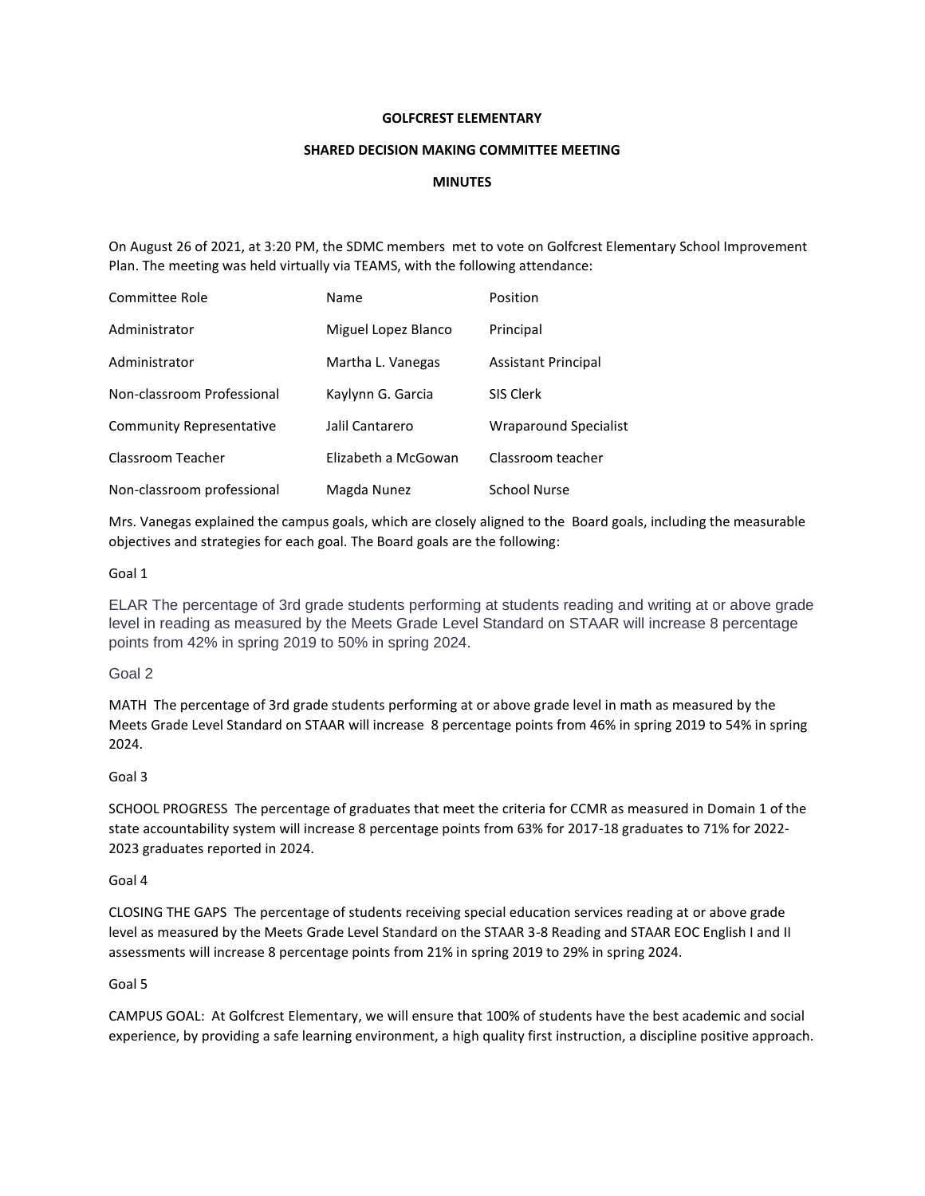**GOLFCREST ELEMENTARY**

**SHARED DECISION MAKING COMMITTEE MEETING**

**MINUTES**

On August 26 of 2021, at 3:20 PM, the SDMC members met to vote on Golfcrest Elementary School Improvement Plan. The meeting was held virtually via TEAMS, with the following attendance:

| Committee Role | Name | Position |
|---|---|---|
| Administrator | Miguel Lopez Blanco | Principal |
| Administrator | Martha L. Vanegas | Assistant Principal |
| Non-classroom Professional | Kaylynn G. Garcia | SIS Clerk |
| Community Representative | Jalil Cantarero | Wraparound Specialist |
| Classroom Teacher | Elizabeth a McGowan | Classroom teacher |
| Non-classroom professional | Magda Nunez | School Nurse |

Mrs. Vanegas explained the campus goals, which are closely aligned to the Board goals, including the measurable objectives and strategies for each goal. The Board goals are the following:

Goal 1

ELAR The percentage of 3rd grade students performing at students reading and writing at or above grade level in reading as measured by the Meets Grade Level Standard on STAAR will increase 8 percentage points from 42% in spring 2019 to 50% in spring 2024.

Goal 2

MATH The percentage of 3rd grade students performing at or above grade level in math as measured by the Meets Grade Level Standard on STAAR will increase 8 percentage points from 46% in spring 2019 to 54% in spring 2024.

Goal 3

SCHOOL PROGRESS The percentage of graduates that meet the criteria for CCMR as measured in Domain 1 of the state accountability system will increase 8 percentage points from 63% for 2017-18 graduates to 71% for 2022-2023 graduates reported in 2024.

Goal 4

CLOSING THE GAPS The percentage of students receiving special education services reading at or above grade level as measured by the Meets Grade Level Standard on the STAAR 3-8 Reading and STAAR EOC English I and II assessments will increase 8 percentage points from 21% in spring 2019 to 29% in spring 2024.

Goal 5

CAMPUS GOAL: At Golfcrest Elementary, we will ensure that 100% of students have the best academic and social experience, by providing a safe learning environment, a high quality first instruction, a discipline positive approach.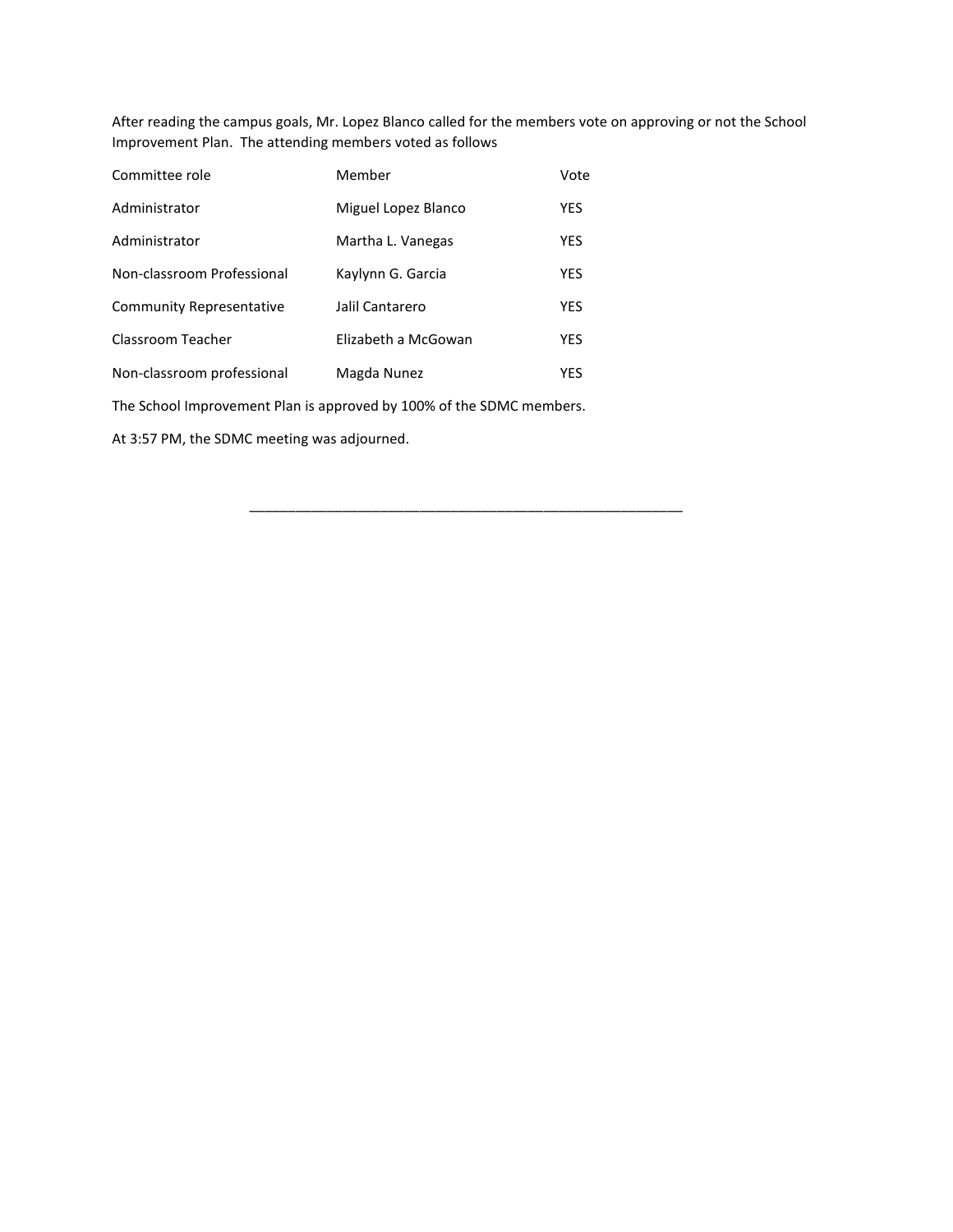After reading the campus goals, Mr. Lopez Blanco called for the members vote on approving or not the School Improvement Plan. The attending members voted as follows

| Committee role | Member | Vote |
|---|---|---|
| Administrator | Miguel Lopez Blanco | YES |
| Administrator | Martha L. Vanegas | YES |
| Non-classroom Professional | Kaylynn G. Garcia | YES |
| Community Representative | Jalil Cantarero | YES |
| Classroom Teacher | Elizabeth a McGowan | YES |
| Non-classroom professional | Magda Nunez | YES |

The School Improvement Plan is approved by 100% of the SDMC members.

At 3:57 PM, the SDMC meeting was adjourned.

_______________________________________________________